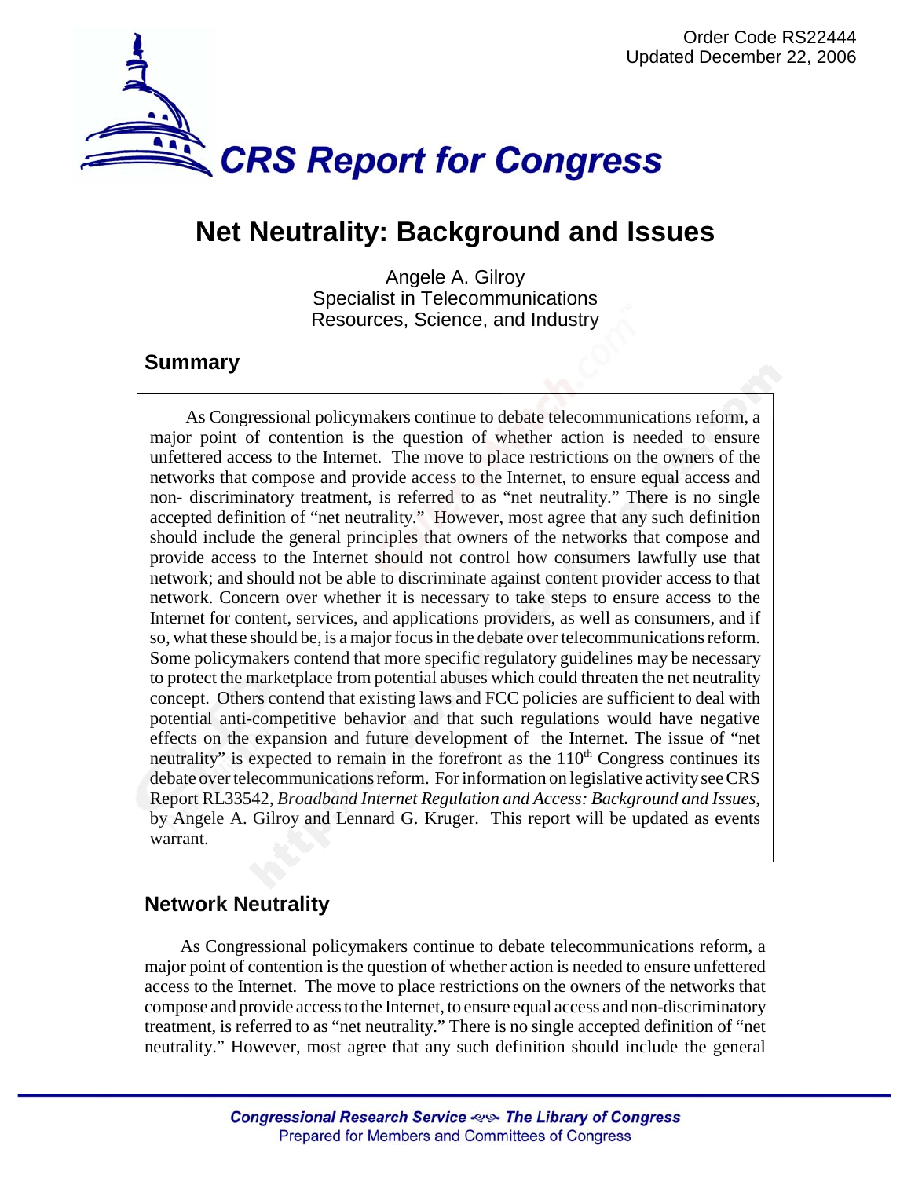Order Code RS22444
Updated December 22, 2006

# CRS Report for Congress

# Net Neutrality: Background and Issues

Angele A. Gilroy
Specialist in Telecommunications
Resources, Science, and Industry

## Summary

As Congressional policymakers continue to debate telecommunications reform, a major point of contention is the question of whether action is needed to ensure unfettered access to the Internet. The move to place restrictions on the owners of the networks that compose and provide access to the Internet, to ensure equal access and non- discriminatory treatment, is referred to as "net neutrality." There is no single accepted definition of "net neutrality." However, most agree that any such definition should include the general principles that owners of the networks that compose and provide access to the Internet should not control how consumers lawfully use that network; and should not be able to discriminate against content provider access to that network. Concern over whether it is necessary to take steps to ensure access to the Internet for content, services, and applications providers, as well as consumers, and if so, what these should be, is a major focus in the debate over telecommunications reform. Some policymakers contend that more specific regulatory guidelines may be necessary to protect the marketplace from potential abuses which could threaten the net neutrality concept. Others contend that existing laws and FCC policies are sufficient to deal with potential anti-competitive behavior and that such regulations would have negative effects on the expansion and future development of the Internet. The issue of "net neutrality" is expected to remain in the forefront as the 110th Congress continues its debate over telecommunications reform. For information on legislative activity see CRS Report RL33542, *Broadband Internet Regulation and Access: Background and Issues*, by Angele A. Gilroy and Lennard G. Kruger. This report will be updated as events warrant.

## Network Neutrality

As Congressional policymakers continue to debate telecommunications reform, a major point of contention is the question of whether action is needed to ensure unfettered access to the Internet. The move to place restrictions on the owners of the networks that compose and provide access to the Internet, to ensure equal access and non-discriminatory treatment, is referred to as "net neutrality." There is no single accepted definition of "net neutrality." However, most agree that any such definition should include the general

Congressional Research Service ˜ The Library of Congress
Prepared for Members and Committees of Congress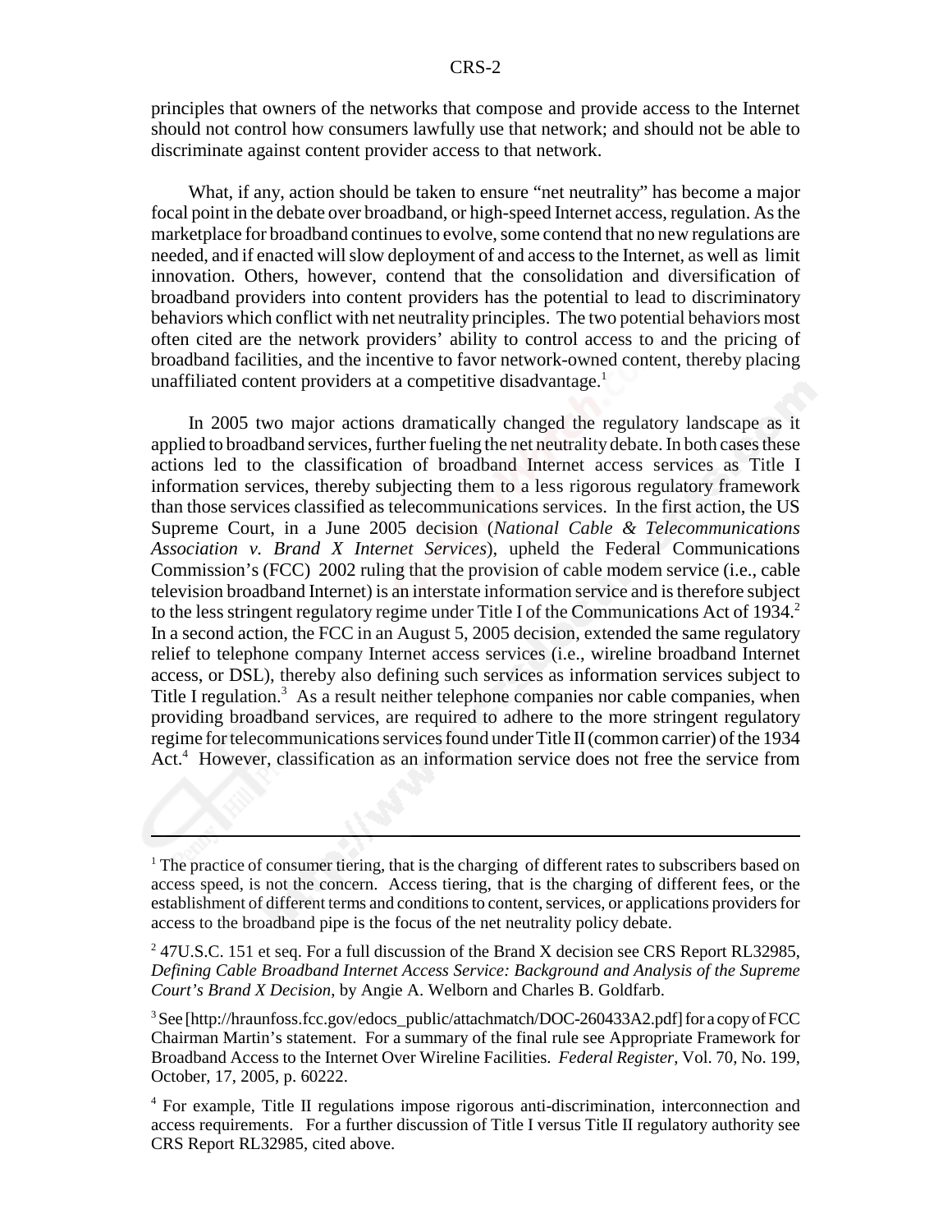principles that owners of the networks that compose and provide access to the Internet should not control how consumers lawfully use that network; and should not be able to discriminate against content provider access to that network.

What, if any, action should be taken to ensure "net neutrality" has become a major focal point in the debate over broadband, or high-speed Internet access, regulation. As the marketplace for broadband continues to evolve, some contend that no new regulations are needed, and if enacted will slow deployment of and access to the Internet, as well as limit innovation. Others, however, contend that the consolidation and diversification of broadband providers into content providers has the potential to lead to discriminatory behaviors which conflict with net neutrality principles. The two potential behaviors most often cited are the network providers' ability to control access to and the pricing of broadband facilities, and the incentive to favor network-owned content, thereby placing unaffiliated content providers at a competitive disadvantage.[1]

In 2005 two major actions dramatically changed the regulatory landscape as it applied to broadband services, further fueling the net neutrality debate. In both cases these actions led to the classification of broadband Internet access services as Title I information services, thereby subjecting them to a less rigorous regulatory framework than those services classified as telecommunications services. In the first action, the US Supreme Court, in a June 2005 decision (*National Cable & Telecommunications Association v. Brand X Internet Services*), upheld the Federal Communications Commission's (FCC) 2002 ruling that the provision of cable modem service (i.e., cable television broadband Internet) is an interstate information service and is therefore subject to the less stringent regulatory regime under Title I of the Communications Act of 1934.[2] In a second action, the FCC in an August 5, 2005 decision, extended the same regulatory relief to telephone company Internet access services (i.e., wireline broadband Internet access, or DSL), thereby also defining such services as information services subject to Title I regulation.[3] As a result neither telephone companies nor cable companies, when providing broadband services, are required to adhere to the more stringent regulatory regime for telecommunications services found under Title II (common carrier) of the 1934 Act.[4] However, classification as an information service does not free the service from

---

[1] The practice of consumer tiering, that is the charging of different rates to subscribers based on access speed, is not the concern. Access tiering, that is the charging of different fees, or the establishment of different terms and conditions to content, services, or applications providers for access to the broadband pipe is the focus of the net neutrality policy debate.

[2] 47U.S.C. 151 et seq. For a full discussion of the Brand X decision see CRS Report RL32985, *Defining Cable Broadband Internet Access Service: Background and Analysis of the Supreme Court's Brand X Decision*, by Angie A. Welborn and Charles B. Goldfarb.

[3] See [http://hraunfoss.fcc.gov/edocs_public/attachmatch/DOC-260433A2.pdf] for a copy of FCC Chairman Martin's statement. For a summary of the final rule see Appropriate Framework for Broadband Access to the Internet Over Wireline Facilities. *Federal Register*, Vol. 70, No. 199, October, 17, 2005, p. 60222.

[4] For example, Title II regulations impose rigorous anti-discrimination, interconnection and access requirements. For a further discussion of Title I versus Title II regulatory authority see CRS Report RL32985, cited above.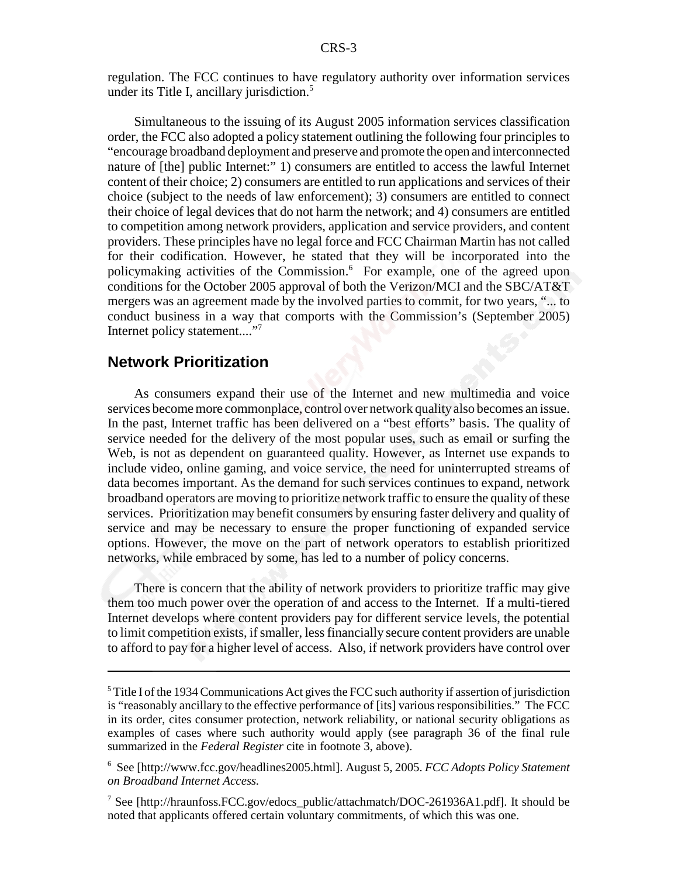regulation. The FCC continues to have regulatory authority over information services under its Title I, ancillary jurisdiction.[5]

Simultaneous to the issuing of its August 2005 information services classification order, the FCC also adopted a policy statement outlining the following four principles to "encourage broadband deployment and preserve and promote the open and interconnected nature of [the] public Internet:" 1) consumers are entitled to access the lawful Internet content of their choice; 2) consumers are entitled to run applications and services of their choice (subject to the needs of law enforcement); 3) consumers are entitled to connect their choice of legal devices that do not harm the network; and 4) consumers are entitled to competition among network providers, application and service providers, and content providers. These principles have no legal force and FCC Chairman Martin has not called for their codification. However, he stated that they will be incorporated into the policymaking activities of the Commission.[6] For example, one of the agreed upon conditions for the October 2005 approval of both the Verizon/MCI and the SBC/AT&T mergers was an agreement made by the involved parties to commit, for two years, "... to conduct business in a way that comports with the Commission's (September 2005) Internet policy statement...."[7]

## Network Prioritization

As consumers expand their use of the Internet and new multimedia and voice services become more commonplace, control over network quality also becomes an issue. In the past, Internet traffic has been delivered on a "best efforts" basis. The quality of service needed for the delivery of the most popular uses, such as email or surfing the Web, is not as dependent on guaranteed quality. However, as Internet use expands to include video, online gaming, and voice service, the need for uninterrupted streams of data becomes important. As the demand for such services continues to expand, network broadband operators are moving to prioritize network traffic to ensure the quality of these services. Prioritization may benefit consumers by ensuring faster delivery and quality of service and may be necessary to ensure the proper functioning of expanded service options. However, the move on the part of network operators to establish prioritized networks, while embraced by some, has led to a number of policy concerns.

There is concern that the ability of network providers to prioritize traffic may give them too much power over the operation of and access to the Internet. If a multi-tiered Internet develops where content providers pay for different service levels, the potential to limit competition exists, if smaller, less financially secure content providers are unable to afford to pay for a higher level of access. Also, if network providers have control over

---

[5] Title I of the 1934 Communications Act gives the FCC such authority if assertion of jurisdiction is "reasonably ancillary to the effective performance of [its] various responsibilities." The FCC in its order, cites consumer protection, network reliability, or national security obligations as examples of cases where such authority would apply (see paragraph 36 of the final rule summarized in the *Federal Register* cite in footnote 3, above).

[6] See [http://www.fcc.gov/headlines2005.html]. August 5, 2005. *FCC Adopts Policy Statement on Broadband Internet Access.*

[7] See [http://hraunfoss.FCC.gov/edocs_public/attachmatch/DOC-261936A1.pdf]. It should be noted that applicants offered certain voluntary commitments, of which this was one.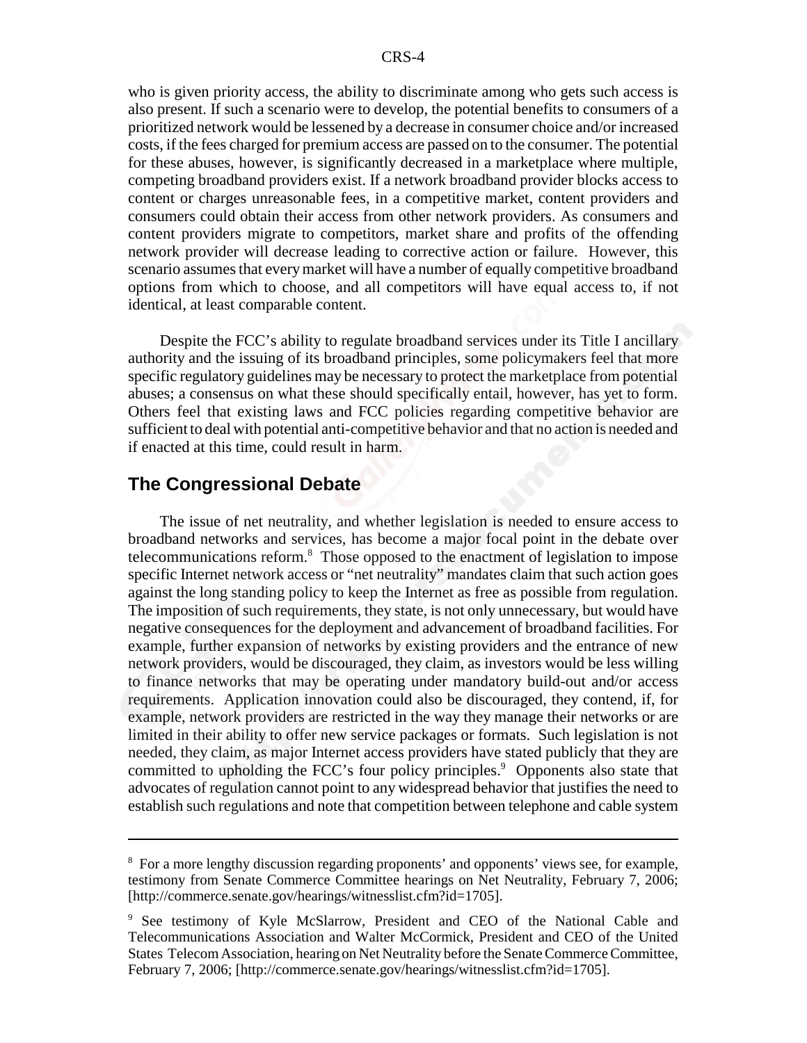who is given priority access, the ability to discriminate among who gets such access is also present. If such a scenario were to develop, the potential benefits to consumers of a prioritized network would be lessened by a decrease in consumer choice and/or increased costs, if the fees charged for premium access are passed on to the consumer. The potential for these abuses, however, is significantly decreased in a marketplace where multiple, competing broadband providers exist. If a network broadband provider blocks access to content or charges unreasonable fees, in a competitive market, content providers and consumers could obtain their access from other network providers. As consumers and content providers migrate to competitors, market share and profits of the offending network provider will decrease leading to corrective action or failure. However, this scenario assumes that every market will have a number of equally competitive broadband options from which to choose, and all competitors will have equal access to, if not identical, at least comparable content.

Despite the FCC's ability to regulate broadband services under its Title I ancillary authority and the issuing of its broadband principles, some policymakers feel that more specific regulatory guidelines may be necessary to protect the marketplace from potential abuses; a consensus on what these should specifically entail, however, has yet to form. Others feel that existing laws and FCC policies regarding competitive behavior are sufficient to deal with potential anti-competitive behavior and that no action is needed and if enacted at this time, could result in harm.

## The Congressional Debate

The issue of net neutrality, and whether legislation is needed to ensure access to broadband networks and services, has become a major focal point in the debate over telecommunications reform.[8] Those opposed to the enactment of legislation to impose specific Internet network access or "net neutrality" mandates claim that such action goes against the long standing policy to keep the Internet as free as possible from regulation. The imposition of such requirements, they state, is not only unnecessary, but would have negative consequences for the deployment and advancement of broadband facilities. For example, further expansion of networks by existing providers and the entrance of new network providers, would be discouraged, they claim, as investors would be less willing to finance networks that may be operating under mandatory build-out and/or access requirements. Application innovation could also be discouraged, they contend, if, for example, network providers are restricted in the way they manage their networks or are limited in their ability to offer new service packages or formats. Such legislation is not needed, they claim, as major Internet access providers have stated publicly that they are committed to upholding the FCC's four policy principles.[9] Opponents also state that advocates of regulation cannot point to any widespread behavior that justifies the need to establish such regulations and note that competition between telephone and cable system

---

[8] For a more lengthy discussion regarding proponents' and opponents' views see, for example, testimony from Senate Commerce Committee hearings on Net Neutrality, February 7, 2006; [http://commerce.senate.gov/hearings/witnesslist.cfm?id=1705].

[9] See testimony of Kyle McSlarrow, President and CEO of the National Cable and Telecommunications Association and Walter McCormick, President and CEO of the United States Telecom Association, hearing on Net Neutrality before the Senate Commerce Committee, February 7, 2006; [http://commerce.senate.gov/hearings/witnesslist.cfm?id=1705].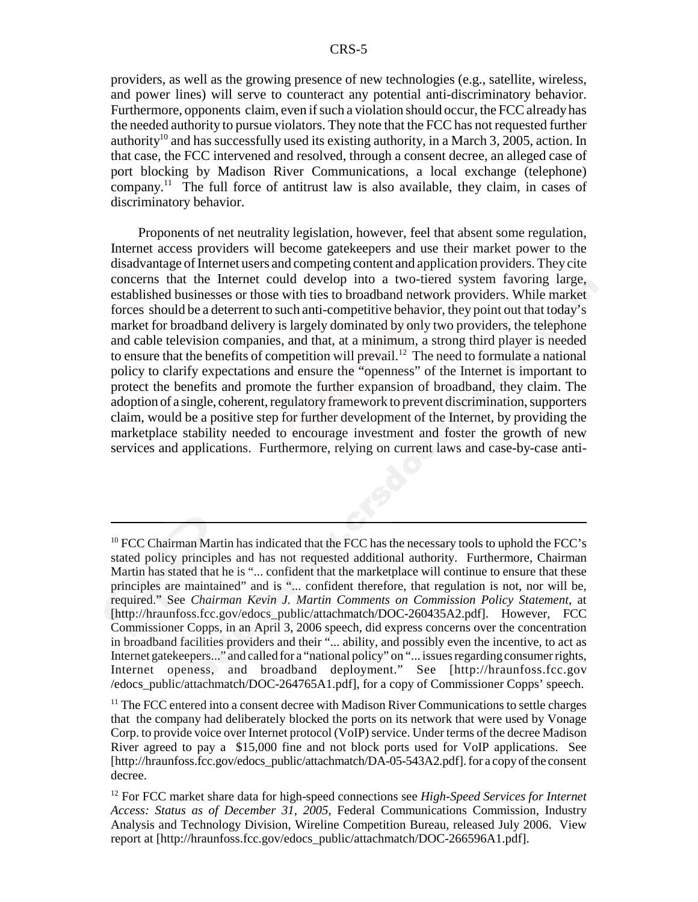providers, as well as the growing presence of new technologies (e.g., satellite, wireless, and power lines) will serve to counteract any potential anti-discriminatory behavior. Furthermore, opponents claim, even if such a violation should occur, the FCC already has the needed authority to pursue violators. They note that the FCC has not requested further authority[10] and has successfully used its existing authority, in a March 3, 2005, action. In that case, the FCC intervened and resolved, through a consent decree, an alleged case of port blocking by Madison River Communications, a local exchange (telephone) company.[11] The full force of antitrust law is also available, they claim, in cases of discriminatory behavior.

Proponents of net neutrality legislation, however, feel that absent some regulation, Internet access providers will become gatekeepers and use their market power to the disadvantage of Internet users and competing content and application providers. They cite concerns that the Internet could develop into a two-tiered system favoring large, established businesses or those with ties to broadband network providers. While market forces should be a deterrent to such anti-competitive behavior, they point out that today's market for broadband delivery is largely dominated by only two providers, the telephone and cable television companies, and that, at a minimum, a strong third player is needed to ensure that the benefits of competition will prevail.[12] The need to formulate a national policy to clarify expectations and ensure the "openness" of the Internet is important to protect the benefits and promote the further expansion of broadband, they claim. The adoption of a single, coherent, regulatory framework to prevent discrimination, supporters claim, would be a positive step for further development of the Internet, by providing the marketplace stability needed to encourage investment and foster the growth of new services and applications. Furthermore, relying on current laws and case-by-case anti-

---

[10] FCC Chairman Martin has indicated that the FCC has the necessary tools to uphold the FCC's stated policy principles and has not requested additional authority. Furthermore, Chairman Martin has stated that he is "... confident that the marketplace will continue to ensure that these principles are maintained" and is "... confident therefore, that regulation is not, nor will be, required." See *Chairman Kevin J. Martin Comments on Commission Policy Statement*, at [http://hraunfoss.fcc.gov/edocs_public/attachmatch/DOC-260435A2.pdf]. However, FCC Commissioner Copps, in an April 3, 2006 speech, did express concerns over the concentration in broadband facilities providers and their "... ability, and possibly even the incentive, to act as Internet gatekeepers..." and called for a "national policy" on "... issues regarding consumer rights, Internet openess, and broadband deployment." See [http://hraunfoss.fcc.gov /edocs_public/attachmatch/DOC-264765A1.pdf], for a copy of Commissioner Copps' speech.

[11] The FCC entered into a consent decree with Madison River Communications to settle charges that the company had deliberately blocked the ports on its network that were used by Vonage Corp. to provide voice over Internet protocol (VoIP) service. Under terms of the decree Madison River agreed to pay a $15,000 fine and not block ports used for VoIP applications. See [http://hraunfoss.fcc.gov/edocs_public/attachmatch/DA-05-543A2.pdf]. for a copy of the consent decree.

[12] For FCC market share data for high-speed connections see *High-Speed Services for Internet Access: Status as of December 31, 2005*, Federal Communications Commission, Industry Analysis and Technology Division, Wireline Competition Bureau, released July 2006. View report at [http://hraunfoss.fcc.gov/edocs_public/attachmatch/DOC-266596A1.pdf].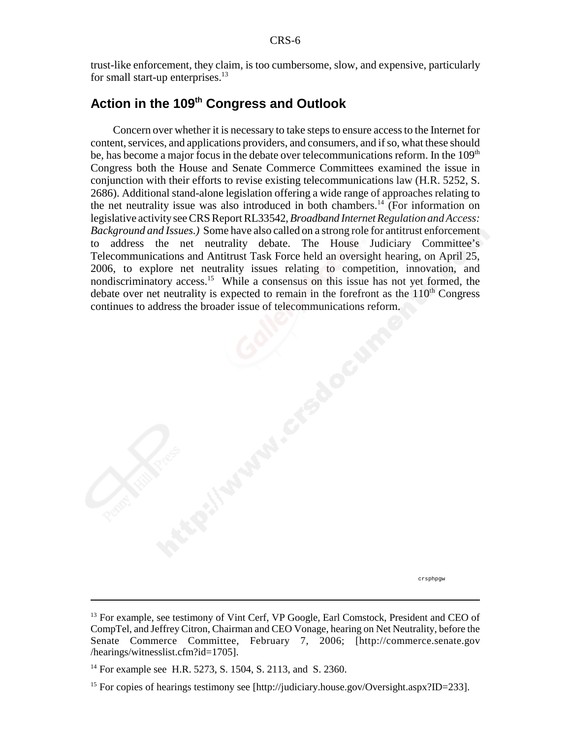trust-like enforcement, they claim, is too cumbersome, slow, and expensive, particularly for small start-up enterprises.[13]

## Action in the 109th Congress and Outlook

Concern over whether it is necessary to take steps to ensure access to the Internet for content, services, and applications providers, and consumers, and if so, what these should be, has become a major focus in the debate over telecommunications reform. In the 109th Congress both the House and Senate Commerce Committees examined the issue in conjunction with their efforts to revise existing telecommunications law (H.R. 5252, S. 2686). Additional stand-alone legislation offering a wide range of approaches relating to the net neutrality issue was also introduced in both chambers.[14] (For information on legislative activity see CRS Report RL33542, *Broadband Internet Regulation and Access: Background and Issues.)* Some have also called on a strong role for antitrust enforcement to address the net neutrality debate. The House Judiciary Committee's Telecommunications and Antitrust Task Force held an oversight hearing, on April 25, 2006, to explore net neutrality issues relating to competition, innovation, and nondiscriminatory access.[15] While a consensus on this issue has not yet formed, the debate over net neutrality is expected to remain in the forefront as the 110th Congress continues to address the broader issue of telecommunications reform.

---

[13] For example, see testimony of Vint Cerf, VP Google, Earl Comstock, President and CEO of CompTel, and Jeffrey Citron, Chairman and CEO Vonage, hearing on Net Neutrality, before the Senate Commerce Committee, February 7, 2006; [http://commerce.senate.gov /hearings/witnesslist.cfm?id=1705].

[14] For example see H.R. 5273, S. 1504, S. 2113, and S. 2360.

[15] For copies of hearings testimony see [http://judiciary.house.gov/Oversight.aspx?ID=233].